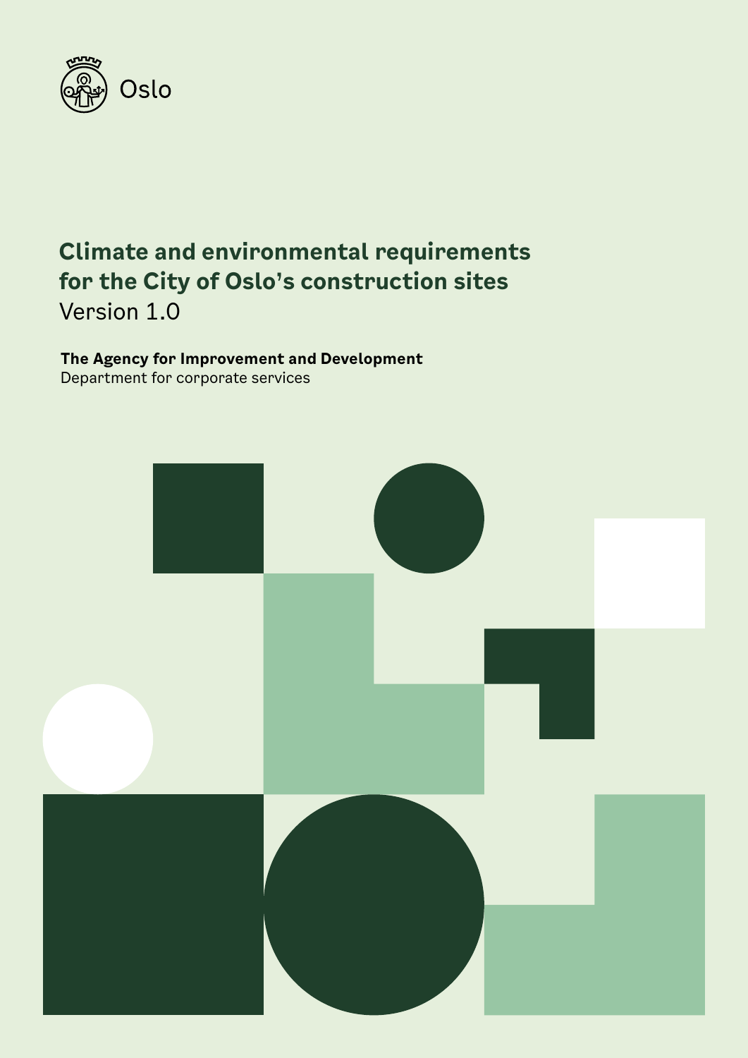Oslo

# Climate and environmental requirements for the City of Oslo's construction sites

Version 1.0

**The Agency for Improvement and Development**
Department for corporate services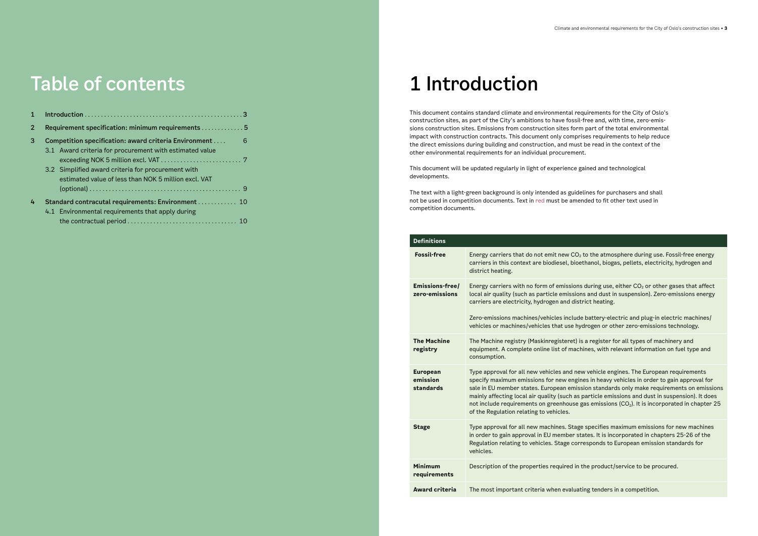# Table of contents

1 Introduction ........ 3

2 Requirement specification: minimum requirements ........ 5

3 Competition specification: award criteria Environment ........ 6

- 3.1 Award criteria for procurement with estimated value exceeding NOK 5 million excl. VAT ........ 7
- 3.2 Simplified award criteria for procurement with estimated value of less than NOK 5 million excl. VAT (optional) ........ 9

4 Standard contracutal requirements: Environment ........ 10

- 4.1 Environmental requirements that apply during the contractual period ........ 10

# 1 Introduction

This document contains standard climate and environmental requirements for the City of Oslo's construction sites, as part of the City's ambitions to have fossil-free and, with time, zero-emissions construction sites. Emissions from construction sites form part of the total environmental impact with construction contracts. This document only comprises requirements to help reduce the direct emissions during building and construction, and must be read in the context of the other environmental requirements for an individual procurement.

This document will be updated regularly in light of experience gained and technological developments.

The text with a light-green background is only intended as guidelines for purchasers and shall not be used in competition documents. Text in red must be amended to fit other text used in competition documents.

| Definitions | |
|---|---|
| **Fossil-free** | Energy carriers that do not emit new $CO_2$ to the atmosphere during use. Fossil-free energy carriers in this context are biodiesel, bioethanol, biogas, pellets, electricity, hydrogen and district heating. |
| **Emissions-free/ zero-emissions** | Energy carriers with no form of emissions during use, either $CO_2$ or other gases that affect local air quality (such as particle emissions and dust in suspension). Zero-emissions energy carriers are electricity, hydrogen and district heating.<br><br>Zero-emissions machines/vehicles include battery-electric and plug-in electric machines/ vehicles or machines/vehicles that use hydrogen or other zero-emissions technology. |
| **The Machine registry** | The Machine registry (Maskinregisteret) is a register for all types of machinery and equipment. A complete online list of machines, with relevant information on fuel type and consumption. |
| **European emission standards** | Type approval for all new vehicles and new vehicle engines. The European requirements specify maximum emissions for new engines in heavy vehicles in order to gain approval for sale in EU member states. European emission standards only make requirements on emissions mainly affecting local air quality (such as particle emissions and dust in suspension). It does not include requirements on greenhouse gas emissions ($CO_2$). It is incorporated in chapter 25 of the Regulation relating to vehicles. |
| **Stage** | Type approval for all new machines. Stage specifies maximum emissions for new machines in order to gain approval in EU member states. It is incorporated in chapters 25-26 of the Regulation relating to vehicles. Stage corresponds to European emission standards for vehicles. |
| **Minimum requirements** | Description of the properties required in the product/service to be procured. |
| **Award criteria** | The most important criteria when evaluating tenders in a competition. |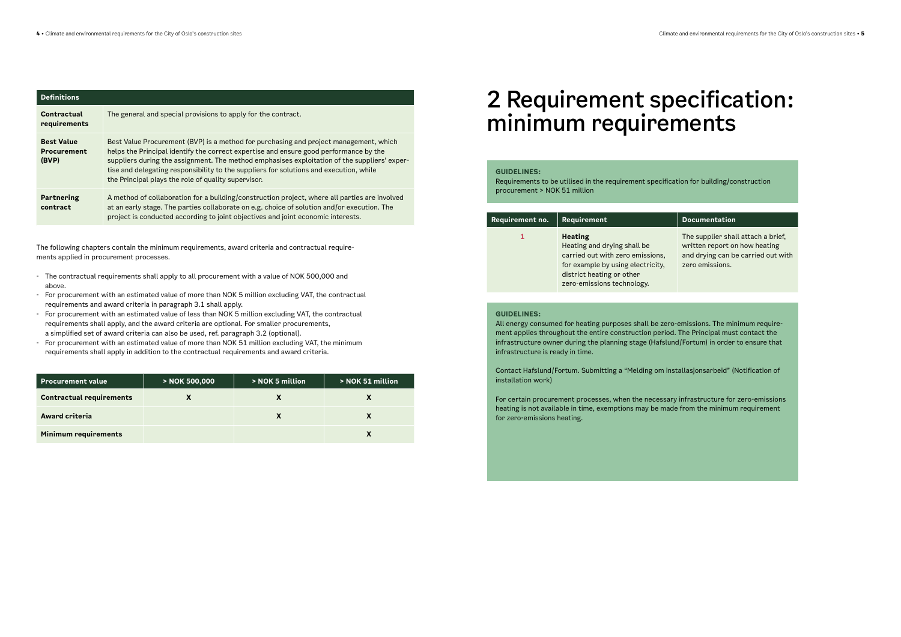| Definitions | |
| --- | --- |
| **Contractual requirements** | The general and special provisions to apply for the contract. |
| **Best Value Procurement (BVP)** | Best Value Procurement (BVP) is a method for purchasing and project management, which helps the Principal identify the correct expertise and ensure good performance by the suppliers during the assignment. The method emphasises exploitation of the suppliers' expertise and delegating responsibility to the suppliers for solutions and execution, while the Principal plays the role of quality supervisor. |
| **Partnering contract** | A method of collaboration for a building/construction project, where all parties are involved at an early stage. The parties collaborate on e.g. choice of solution and/or execution. The project is conducted according to joint objectives and joint economic interests. |

The following chapters contain the minimum requirements, award criteria and contractual requirements applied in procurement processes.

- The contractual requirements shall apply to all procurement with a value of NOK 500,000 and above.
- For procurement with an estimated value of more than NOK 5 million excluding VAT, the contractual requirements and award criteria in paragraph 3.1 shall apply.
- For procurement with an estimated value of less than NOK 5 million excluding VAT, the contractual requirements shall apply, and the award criteria are optional. For smaller procurements, a simplified set of award criteria can also be used, ref. paragraph 3.2 (optional).
- For procurement with an estimated value of more than NOK 51 million excluding VAT, the minimum requirements shall apply in addition to the contractual requirements and award criteria.

| Procurement value | > NOK 500,000 | > NOK 5 million | > NOK 51 million |
| --- | --- | --- | --- |
| **Contractual requirements** | X | X | X |
| **Award criteria** | | X | X |
| **Minimum requirements** | | | X |

# 2 Requirement specification: minimum requirements

**GUIDELINES:**
Requirements to be utilised in the requirement specification for building/construction procurement > NOK 51 million

| Requirement no. | Requirement | Documentation |
| --- | --- | --- |
| 1 | **Heating** Heating and drying shall be carried out with zero emissions, for example by using electricity, district heating or other zero-emissions technology. | The supplier shall attach a brief, written report on how heating and drying can be carried out with zero emissions. |

**GUIDELINES:**
All energy consumed for heating purposes shall be zero-emissions. The minimum requirement applies throughout the entire construction period. The Principal must contact the infrastructure owner during the planning stage (Hafslund/Fortum) in order to ensure that infrastructure is ready in time.

Contact Hafslund/Fortum. Submitting a "Melding om installasjonsarbeid" (Notification of installation work)

For certain procurement processes, when the necessary infrastructure for zero-emissions heating is not available in time, exemptions may be made from the minimum requirement for zero-emissions heating.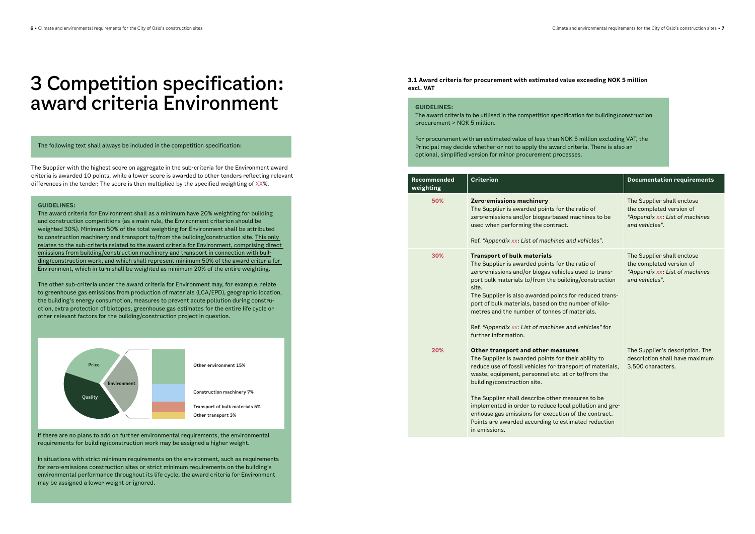# 3 Competition specification: award criteria Environment

The following text shall always be included in the competition specification:

The Supplier with the highest score on aggregate in the sub-criteria for the Environment award criteria is awarded 10 points, while a lower score is awarded to other tenders reflecting relevant differences in the tender. The score is then multiplied by the specified weighting of XX%.

**GUIDELINES:**

The award criteria for Environment shall as a minimum have 20% weighting for building and construction competitions (as a main rule, the Environment criterion should be weighted 30%). Minimum 50% of the total weighting for Environment shall be attributed to construction machinery and transport to/from the building/construction site. This only relates to the sub-criteria related to the award criteria for Environment, comprising direct emissions from building/construction machinery and transport in connection with building/construction work, and which shall represent minimum 50% of the award criteria for Environment, which in turn shall be weighted as minimum 20% of the entire weighting.

The other sub-criteria under the award criteria for Environment may, for example, relate to greenhouse gas emissions from production of materials (LCA/EPD), geographic location, the building's energy consumption, measures to prevent acute pollution during construction, extra protection of biotopes, greenhouse gas estimates for the entire life cycle or other relevant factors for the building/construction project in question.

Price

Environment

Quality

Other environment 15%

Construction machinery 7%

Transport of bulk materials 5%

Other transport 3%

If there are no plans to add on further environmental requirements, the environmental requirements for building/construction work may be assigned a higher weight.

In situations with strict minimum requirements on the environment, such as requirements for zero-emissions construction sites or strict minimum requirements on the building's environmental performance throughout its life cycle, the award criteria for Environment may be assigned a lower weight or ignored.

### 3.1 Award criteria for procurement with estimated value exceeding NOK 5 million excl. VAT

**GUIDELINES:**

The award criteria to be utilised in the competition specification for building/construction procurement > NOK 5 million.

For procurement with an estimated value of less than NOK 5 million excluding VAT, the Principal may decide whether or not to apply the award criteria. There is also an optional, simplified version for minor procurement processes.

| Recommended weighting | Criterion | Documentation requirements |
|---|---|---|
| 50% | **Zero-emissions machinery**<br>The Supplier is awarded points for the ratio of zero-emissions and/or biogas-based machines to be used when performing the contract.<br><br>Ref. *"Appendix xx: List of machines and vehicles"*. | The Supplier shall enclose the completed version of *"Appendix xx: List of machines and vehicles"*. |
| 30% | **Transport of bulk materials**<br>The Supplier is awarded points for the ratio of zero-emissions and/or biogas vehicles used to transport bulk materials to/from the building/construction site.<br>The Supplier is also awarded points for reduced transport of bulk materials, based on the number of kilometres and the number of tonnes of materials.<br><br>Ref. *"Appendix xx: List of machines and vehicles"* for further information. | The Supplier shall enclose the completed version of *"Appendix xx: List of machines and vehicles"*. |
| 20% | **Other transport and other measures**<br>The Supplier is awarded points for their ability to reduce use of fossil vehicles for transport of materials, waste, equipment, personnel etc. at or to/from the building/construction site.<br><br>The Supplier shall describe other measures to be implemented in order to reduce local pollution and greenhouse gas emissions for execution of the contract. Points are awarded according to estimated reduction in emissions. | The Supplier's description. The description shall have maximum 3,500 characters. |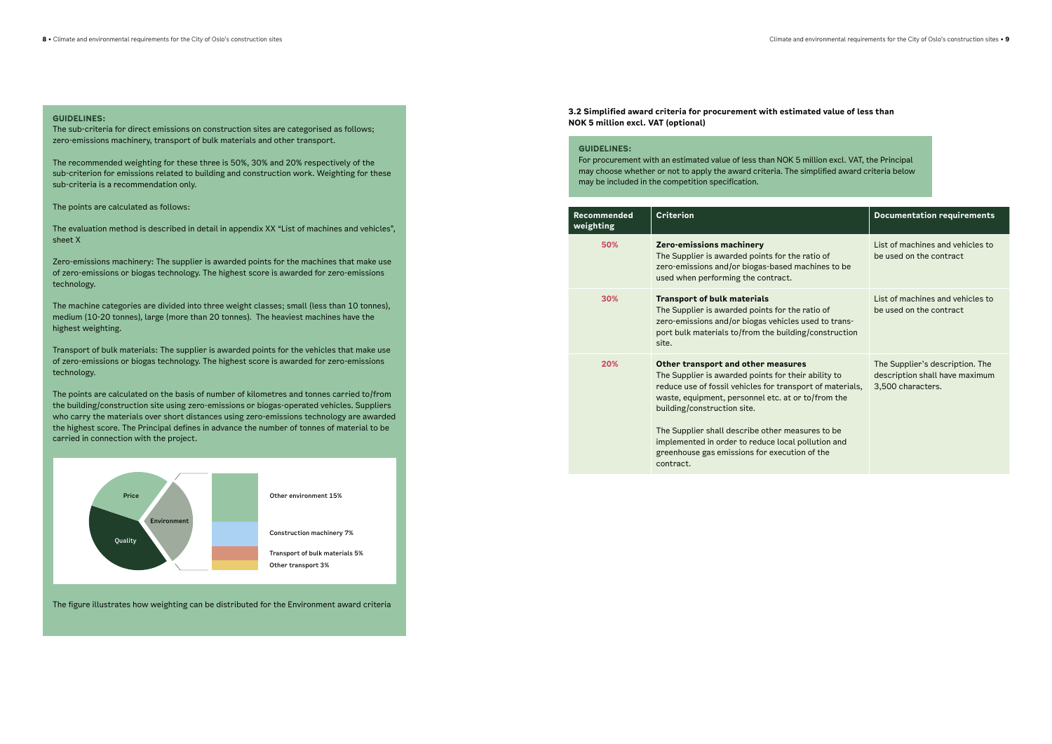**GUIDELINES:**

The sub-criteria for direct emissions on construction sites are categorised as follows; zero-emissions machinery, transport of bulk materials and other transport.

The recommended weighting for these three is 50%, 30% and 20% respectively of the sub-criterion for emissions related to building and construction work. Weighting for these sub-criteria is a recommendation only.

The points are calculated as follows:

The evaluation method is described in detail in appendix XX "List of machines and vehicles", sheet X

Zero-emissions machinery: The supplier is awarded points for the machines that make use of zero-emissions or biogas technology. The highest score is awarded for zero-emissions technology.

The machine categories are divided into three weight classes; small (less than 10 tonnes), medium (10-20 tonnes), large (more than 20 tonnes). The heaviest machines have the highest weighting.

Transport of bulk materials: The supplier is awarded points for the vehicles that make use of zero-emissions or biogas technology. The highest score is awarded for zero-emissions technology.

The points are calculated on the basis of number of kilometres and tonnes carried to/from the building/construction site using zero-emissions or biogas-operated vehicles. Suppliers who carry the materials over short distances using zero-emissions technology are awarded the highest score. The Principal defines in advance the number of tonnes of material to be carried in connection with the project.

Price

Quality

Environment

Other environment 15%

Construction machinery 7%

Transport of bulk materials 5%

Other transport 3%

The figure illustrates how weighting can be distributed for the Environment award criteria

### 3.2 Simplified award criteria for procurement with estimated value of less than NOK 5 million excl. VAT (optional)

**GUIDELINES:**

For procurement with an estimated value of less than NOK 5 million excl. VAT, the Principal may choose whether or not to apply the award criteria. The simplified award criteria below may be included in the competition specification.

| Recommended weighting | Criterion | Documentation requirements |
|---|---|---|
| 50% | **Zero-emissions machinery**<br>The Supplier is awarded points for the ratio of zero-emissions and/or biogas-based machines to be used when performing the contract. | List of machines and vehicles to be used on the contract |
| 30% | **Transport of bulk materials**<br>The Supplier is awarded points for the ratio of zero-emissions and/or biogas vehicles used to transport bulk materials to/from the building/construction site. | List of machines and vehicles to be used on the contract |
| 20% | **Other transport and other measures**<br>The Supplier is awarded points for their ability to reduce use of fossil vehicles for transport of materials, waste, equipment, personnel etc. at or to/from the building/construction site.<br><br>The Supplier shall describe other measures to be implemented in order to reduce local pollution and greenhouse gas emissions for execution of the contract. | The Supplier's description. The description shall have maximum 3,500 characters. |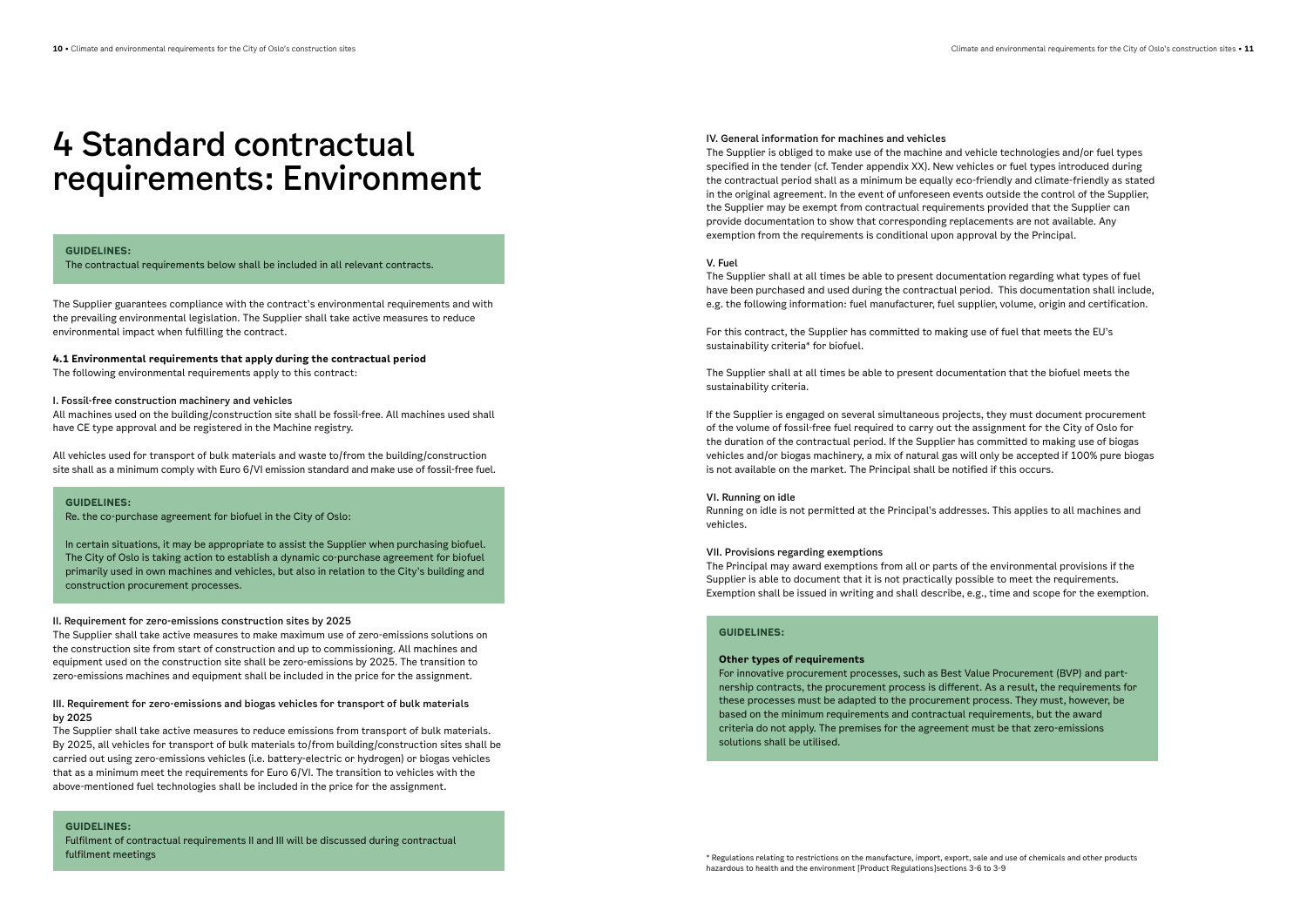# 4 Standard contractual requirements: Environment

**GUIDELINES:**
The contractual requirements below shall be included in all relevant contracts.

The Supplier guarantees compliance with the contract's environmental requirements and with the prevailing environmental legislation. The Supplier shall take active measures to reduce environmental impact when fulfilling the contract.

**4.1 Environmental requirements that apply during the contractual period**
The following environmental requirements apply to this contract:

I. Fossil-free construction machinery and vehicles
All machines used on the building/construction site shall be fossil-free. All machines used shall have CE type approval and be registered in the Machine registry.

All vehicles used for transport of bulk materials and waste to/from the building/construction site shall as a minimum comply with Euro 6/VI emission standard and make use of fossil-free fuel.

**GUIDELINES:**
Re. the co-purchase agreement for biofuel in the City of Oslo:

In certain situations, it may be appropriate to assist the Supplier when purchasing biofuel. The City of Oslo is taking action to establish a dynamic co-purchase agreement for biofuel primarily used in own machines and vehicles, but also in relation to the City's building and construction procurement processes.

II. Requirement for zero-emissions construction sites by 2025
The Supplier shall take active measures to make maximum use of zero-emissions solutions on the construction site from start of construction and up to commissioning. All machines and equipment used on the construction site shall be zero-emissions by 2025. The transition to zero-emissions machines and equipment shall be included in the price for the assignment.

III. Requirement for zero-emissions and biogas vehicles for transport of bulk materials by 2025
The Supplier shall take active measures to reduce emissions from transport of bulk materials. By 2025, all vehicles for transport of bulk materials to/from building/construction sites shall be carried out using zero-emissions vehicles (i.e. battery-electric or hydrogen) or biogas vehicles that as a minimum meet the requirements for Euro 6/VI. The transition to vehicles with the above-mentioned fuel technologies shall be included in the price for the assignment.

**GUIDELINES:**
Fulfilment of contractual requirements II and III will be discussed during contractual fulfilment meetings

IV. General information for machines and vehicles
The Supplier is obliged to make use of the machine and vehicle technologies and/or fuel types specified in the tender (cf. Tender appendix XX). New vehicles or fuel types introduced during the contractual period shall as a minimum be equally eco-friendly and climate-friendly as stated in the original agreement. In the event of unforeseen events outside the control of the Supplier, the Supplier may be exempt from contractual requirements provided that the Supplier can provide documentation to show that corresponding replacements are not available. Any exemption from the requirements is conditional upon approval by the Principal.

V. Fuel
The Supplier shall at all times be able to present documentation regarding what types of fuel have been purchased and used during the contractual period. This documentation shall include, e.g. the following information: fuel manufacturer, fuel supplier, volume, origin and certification.

For this contract, the Supplier has committed to making use of fuel that meets the EU's sustainability criteria* for biofuel.

The Supplier shall at all times be able to present documentation that the biofuel meets the sustainability criteria.

If the Supplier is engaged on several simultaneous projects, they must document procurement of the volume of fossil-free fuel required to carry out the assignment for the City of Oslo for the duration of the contractual period. If the Supplier has committed to making use of biogas vehicles and/or biogas machinery, a mix of natural gas will only be accepted if 100% pure biogas is not available on the market. The Principal shall be notified if this occurs.

VI. Running on idle
Running on idle is not permitted at the Principal's addresses. This applies to all machines and vehicles.

VII. Provisions regarding exemptions
The Principal may award exemptions from all or parts of the environmental provisions if the Supplier is able to document that it is not practically possible to meet the requirements. Exemption shall be issued in writing and shall describe, e.g., time and scope for the exemption.

**GUIDELINES:**

**Other types of requirements**
For innovative procurement processes, such as Best Value Procurement (BVP) and partnership contracts, the procurement process is different. As a result, the requirements for these processes must be adapted to the procurement process. They must, however, be based on the minimum requirements and contractual requirements, but the award criteria do not apply. The premises for the agreement must be that zero-emissions solutions shall be utilised.

* Regulations relating to restrictions on the manufacture, import, export, sale and use of chemicals and other products hazardous to health and the environment [Product Regulations]sections 3-6 to 3-9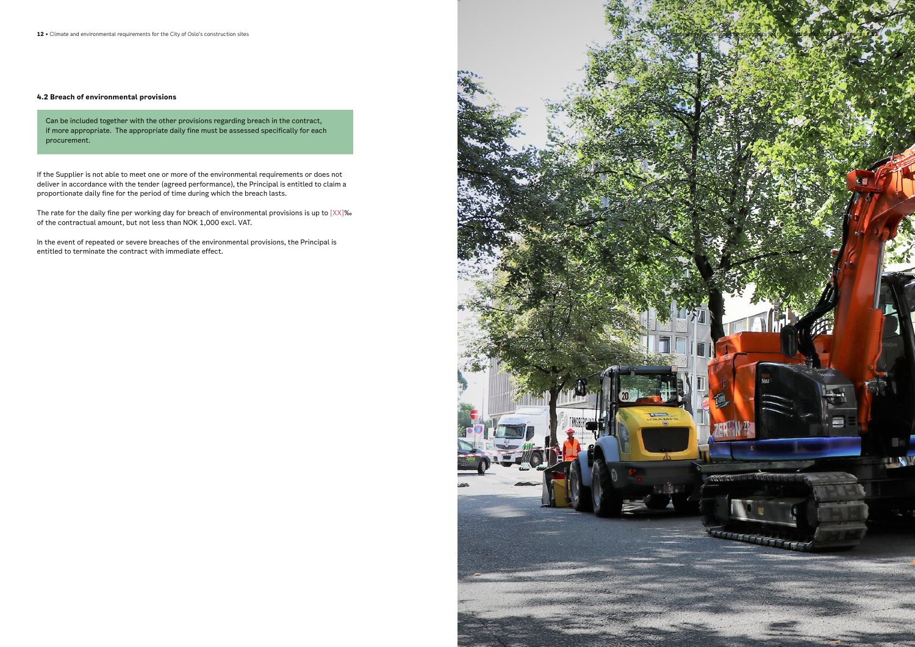#### 4.2 Breach of environmental provisions

> Can be included together with the other provisions regarding breach in the contract, if more appropriate. The appropriate daily fine must be assessed specifically for each procurement.

If the Supplier is not able to meet one or more of the environmental requirements or does not deliver in accordance with the tender (agreed performance), the Principal is entitled to claim a proportionate daily fine for the period of time during which the breach lasts.

The rate for the daily fine per working day for breach of environmental provisions is up to [XX]‰ of the contractual amount, but not less than NOK 1,000 excl. VAT.

In the event of repeated or severe breaches of the environmental provisions, the Principal is entitled to terminate the contract with immediate effect.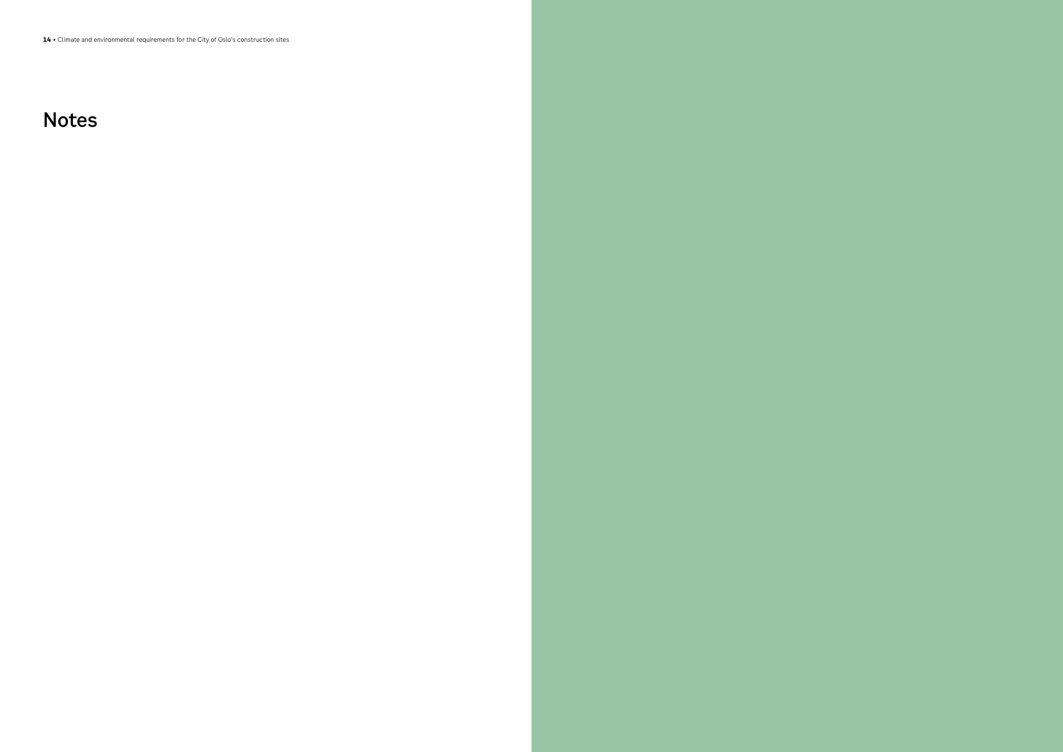# Notes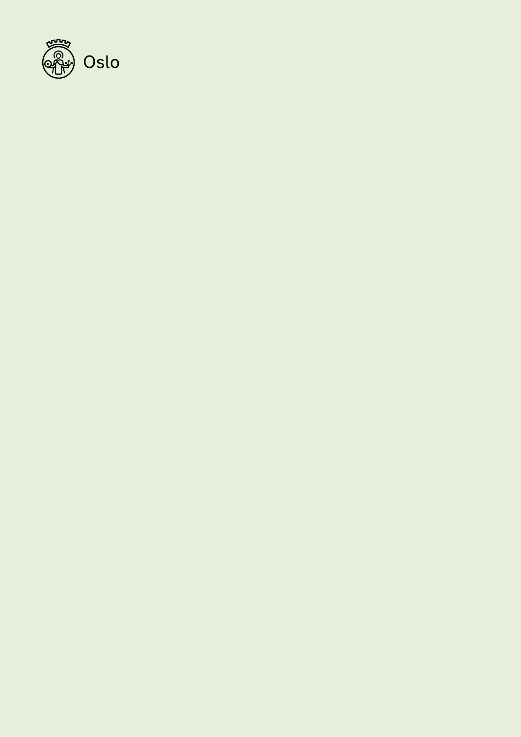Oslo